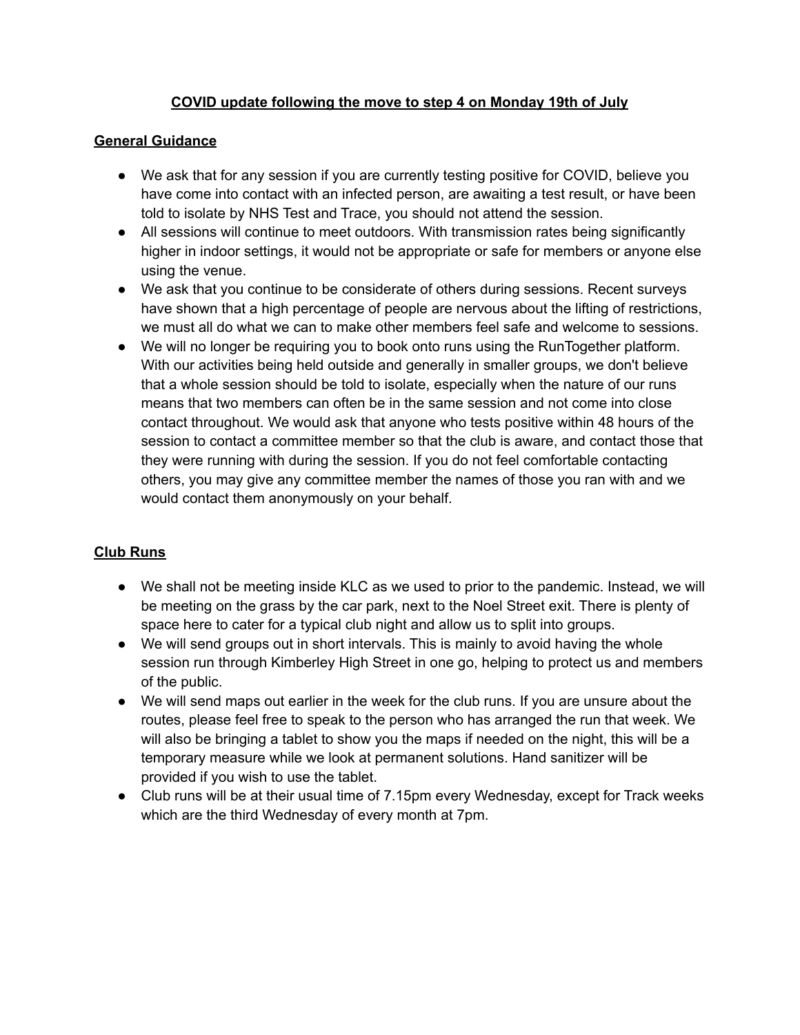# COVID update following the move to step 4 on Monday 19th of July

## General Guidance

- We ask that for any session if you are currently testing positive for COVID, believe you have come into contact with an infected person, are awaiting a test result, or have been told to isolate by NHS Test and Trace, you should not attend the session.
- All sessions will continue to meet outdoors. With transmission rates being significantly higher in indoor settings, it would not be appropriate or safe for members or anyone else using the venue.
- We ask that you continue to be considerate of others during sessions. Recent surveys have shown that a high percentage of people are nervous about the lifting of restrictions, we must all do what we can to make other members feel safe and welcome to sessions.
- We will no longer be requiring you to book onto runs using the RunTogether platform. With our activities being held outside and generally in smaller groups, we don't believe that a whole session should be told to isolate, especially when the nature of our runs means that two members can often be in the same session and not come into close contact throughout. We would ask that anyone who tests positive within 48 hours of the session to contact a committee member so that the club is aware, and contact those that they were running with during the session. If you do not feel comfortable contacting others, you may give any committee member the names of those you ran with and we would contact them anonymously on your behalf.

## Club Runs

- We shall not be meeting inside KLC as we used to prior to the pandemic. Instead, we will be meeting on the grass by the car park, next to the Noel Street exit. There is plenty of space here to cater for a typical club night and allow us to split into groups.
- We will send groups out in short intervals. This is mainly to avoid having the whole session run through Kimberley High Street in one go, helping to protect us and members of the public.
- We will send maps out earlier in the week for the club runs. If you are unsure about the routes, please feel free to speak to the person who has arranged the run that week. We will also be bringing a tablet to show you the maps if needed on the night, this will be a temporary measure while we look at permanent solutions. Hand sanitizer will be provided if you wish to use the tablet.
- Club runs will be at their usual time of 7.15pm every Wednesday, except for Track weeks which are the third Wednesday of every month at 7pm.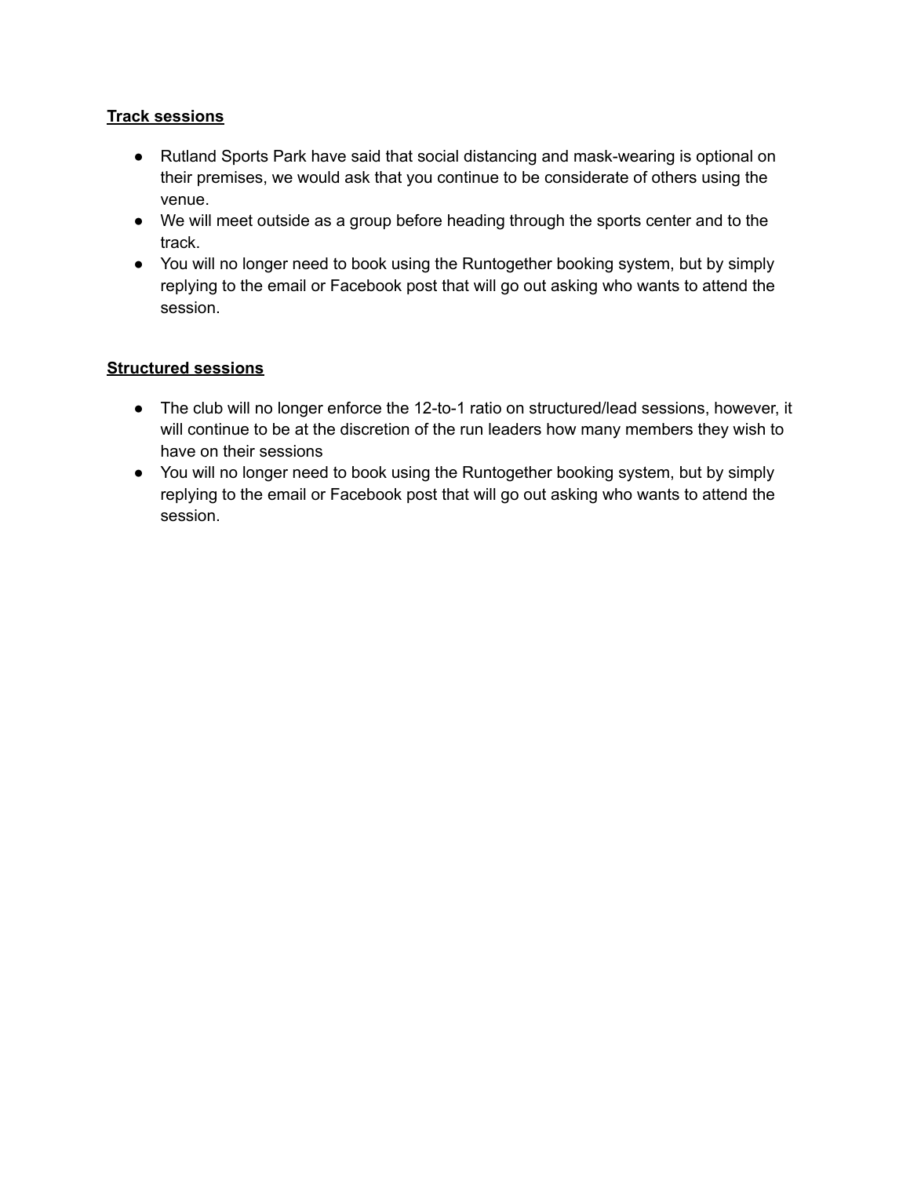**Track sessions**

- Rutland Sports Park have said that social distancing and mask-wearing is optional on their premises, we would ask that you continue to be considerate of others using the venue.
- We will meet outside as a group before heading through the sports center and to the track.
- You will no longer need to book using the Runtogether booking system, but by simply replying to the email or Facebook post that will go out asking who wants to attend the session.

**Structured sessions**

- The club will no longer enforce the 12-to-1 ratio on structured/lead sessions, however, it will continue to be at the discretion of the run leaders how many members they wish to have on their sessions
- You will no longer need to book using the Runtogether booking system, but by simply replying to the email or Facebook post that will go out asking who wants to attend the session.